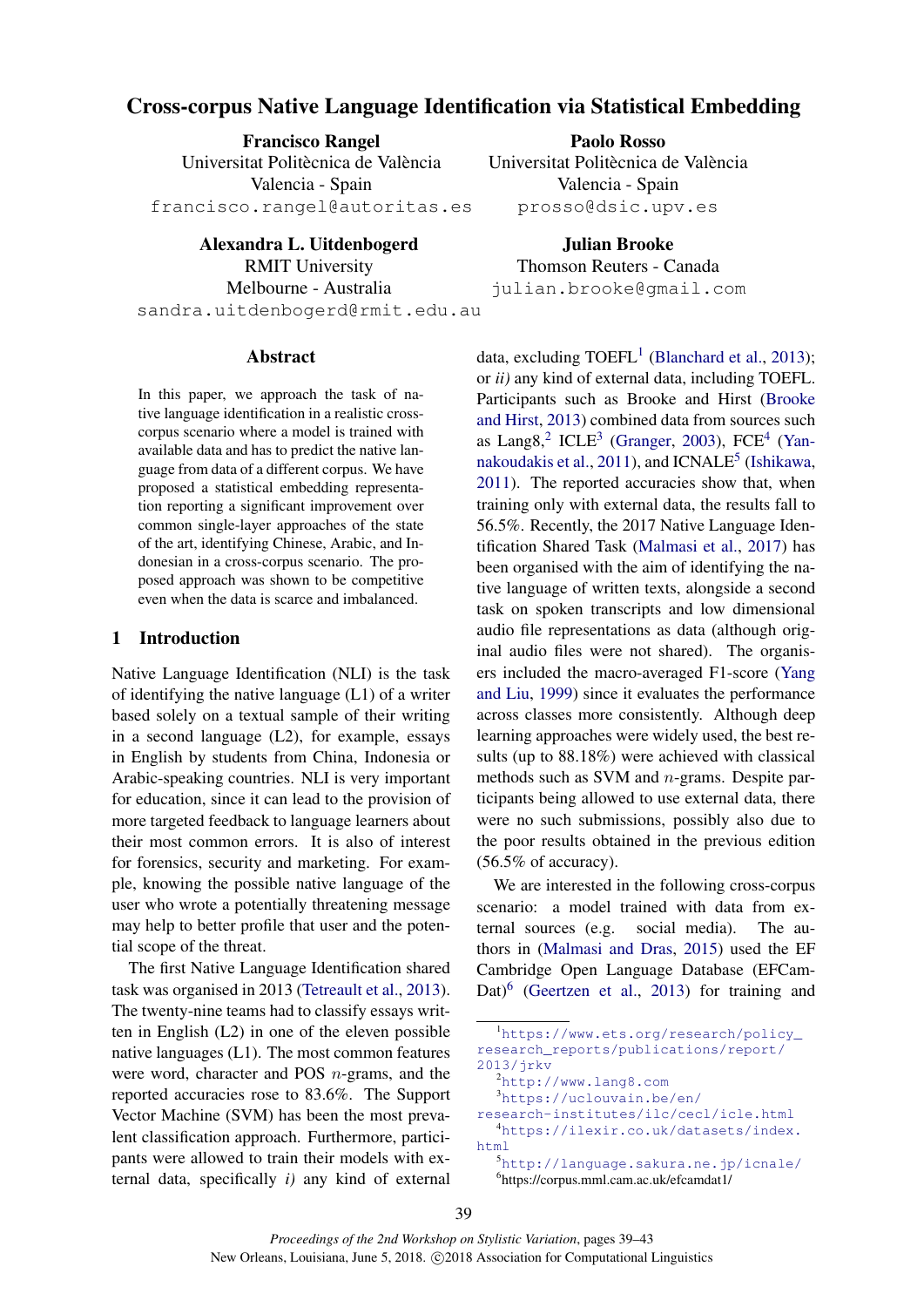# Cross-corpus Native Language Identification via Statistical Embedding

**Francisco Rangel**
Universitat Politècnica de València
Valencia - Spain
francisco.rangel@autoritas.es

**Paolo Rosso**
Universitat Politècnica de València
Valencia - Spain
prosso@dsic.upv.es

**Alexandra L. Uitdenbogerd**
RMIT University
Melbourne - Australia
sandra.uitdenbogerd@rmit.edu.au

**Julian Brooke**
Thomson Reuters - Canada
julian.brooke@gmail.com

## Abstract

In this paper, we approach the task of native language identification in a realistic cross-corpus scenario where a model is trained with available data and has to predict the native language from data of a different corpus. We have proposed a statistical embedding representation reporting a significant improvement over common single-layer approaches of the state of the art, identifying Chinese, Arabic, and Indonesian in a cross-corpus scenario. The proposed approach was shown to be competitive even when the data is scarce and imbalanced.

## 1 Introduction

Native Language Identification (NLI) is the task of identifying the native language (L1) of a writer based solely on a textual sample of their writing in a second language (L2), for example, essays in English by students from China, Indonesia or Arabic-speaking countries. NLI is very important for education, since it can lead to the provision of more targeted feedback to language learners about their most common errors. It is also of interest for forensics, security and marketing. For example, knowing the possible native language of the user who wrote a potentially threatening message may help to better profile that user and the potential scope of the threat.

The first Native Language Identification shared task was organised in 2013 (Tetreault et al., 2013). The twenty-nine teams had to classify essays written in English (L2) in one of the eleven possible native languages (L1). The most common features were word, character and POS $n$-grams, and the reported accuracies rose to 83.6%. The Support Vector Machine (SVM) has been the most prevalent classification approach. Furthermore, participants were allowed to train their models with external data, specifically *i)* any kind of external data, excluding TOEFL[1] (Blanchard et al., 2013); or *ii)* any kind of external data, including TOEFL. Participants such as Brooke and Hirst (Brooke and Hirst, 2013) combined data from sources such as Lang8,[2] ICLE[3] (Granger, 2003), FCE[4] (Yannakoudakis et al., 2011), and ICNALE[5] (Ishikawa, 2011). The reported accuracies show that, when training only with external data, the results fall to 56.5%. Recently, the 2017 Native Language Identification Shared Task (Malmasi et al., 2017) has been organised with the aim of identifying the native language of written texts, alongside a second task on spoken transcripts and low dimensional audio file representations as data (although original audio files were not shared). The organisers included the macro-averaged F1-score (Yang and Liu, 1999) since it evaluates the performance across classes more consistently. Although deep learning approaches were widely used, the best results (up to 88.18%) were achieved with classical methods such as SVM and $n$-grams. Despite participants being allowed to use external data, there were no such submissions, possibly also due to the poor results obtained in the previous edition (56.5% of accuracy).

We are interested in the following cross-corpus scenario: a model trained with data from external sources (e.g. social media). The authors in (Malmasi and Dras, 2015) used the EF Cambridge Open Language Database (EFCamDat)[6] (Geertzen et al., 2013) for training and

[1] https://www.ets.org/research/policy_research_reports/publications/report/2013/jrkv
[2] http://www.lang8.com
[3] https://uclouvain.be/en/research-institutes/ilc/cecl/icle.html
[4] https://ilexir.co.uk/datasets/index.html
[5] http://language.sakura.ne.jp/icnale/
[6] https://corpus.mml.cam.ac.uk/efcamdat1/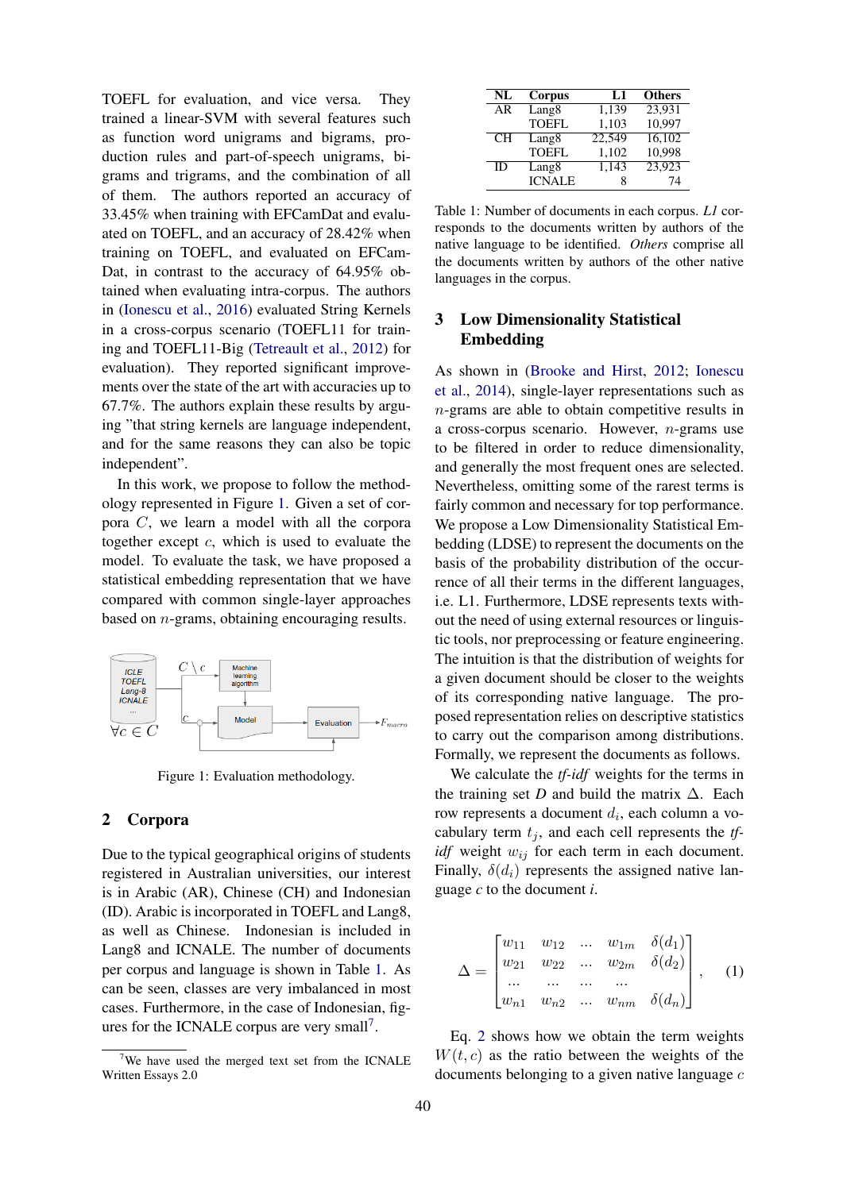TOEFL for evaluation, and vice versa. They trained a linear-SVM with several features such as function word unigrams and bigrams, production rules and part-of-speech unigrams, bigrams and trigrams, and the combination of all of them. The authors reported an accuracy of 33.45% when training with EFCamDat and evaluated on TOEFL, and an accuracy of 28.42% when training on TOEFL, and evaluated on EFCamDat, in contrast to the accuracy of 64.95% obtained when evaluating intra-corpus. The authors in (Ionescu et al., 2016) evaluated String Kernels in a cross-corpus scenario (TOEFL11 for training and TOEFL11-Big (Tetreault et al., 2012) for evaluation). They reported significant improvements over the state of the art with accuracies up to 67.7%. The authors explain these results by arguing "that string kernels are language independent, and for the same reasons they can also be topic independent".

In this work, we propose to follow the methodology represented in Figure 1. Given a set of corpora $C$, we learn a model with all the corpora together except $c$, which is used to evaluate the model. To evaluate the task, we have proposed a statistical embedding representation that we have compared with common single-layer approaches based on $n$-grams, obtaining encouraging results.

Figure 1: Evaluation methodology.

## 2 Corpora

Due to the typical geographical origins of students registered in Australian universities, our interest is in Arabic (AR), Chinese (CH) and Indonesian (ID). Arabic is incorporated in TOEFL and Lang8, as well as Chinese. Indonesian is included in Lang8 and ICNALE. The number of documents per corpus and language is shown in Table 1. As can be seen, classes are very imbalanced in most cases. Furthermore, in the case of Indonesian, figures for the ICNALE corpus are very small[7].

[7] We have used the merged text set from the ICNALE Written Essays 2.0

| NL | Corpus | L1 | Others |
|---|---|---|---|
| AR | Lang8 | 1,139 | 23,931 |
| | TOEFL | 1,103 | 10,997 |
| CH | Lang8 | 22,549 | 16,102 |
| | TOEFL | 1,102 | 10,998 |
| ID | Lang8 | 1,143 | 23,923 |
| | ICNALE | 8 | 74 |

Table 1: Number of documents in each corpus. *L1* corresponds to the documents written by authors of the native language to be identified. *Others* comprise all the documents written by authors of the other native languages in the corpus.

## 3 Low Dimensionality Statistical Embedding

As shown in (Brooke and Hirst, 2012; Ionescu et al., 2014), single-layer representations such as $n$-grams are able to obtain competitive results in a cross-corpus scenario. However, $n$-grams use to be filtered in order to reduce dimensionality, and generally the most frequent ones are selected. Nevertheless, omitting some of the rarest terms is fairly common and necessary for top performance. We propose a Low Dimensionality Statistical Embedding (LDSE) to represent the documents on the basis of the probability distribution of the occurrence of all their terms in the different languages, i.e. L1. Furthermore, LDSE represents texts without the need of using external resources or linguistic tools, nor preprocessing or feature engineering. The intuition is that the distribution of weights for a given document should be closer to the weights of its corresponding native language. The proposed representation relies on descriptive statistics to carry out the comparison among distributions. Formally, we represent the documents as follows.

We calculate the *tf-idf* weights for the terms in the training set $D$ and build the matrix $\Delta$. Each row represents a document $d_i$, each column a vocabulary term $t_j$, and each cell represents the *tf-idf* weight $w_{ij}$ for each term in each document. Finally, $\delta(d_i)$ represents the assigned native language $c$ to the document $i$.

$$\Delta = \begin{bmatrix} w_{11} & w_{12} & \dots & w_{1m} & \delta(d_1) \\ w_{21} & w_{22} & \dots & w_{2m} & \delta(d_2) \\ \dots & \dots & \dots & \dots & \\ w_{n1} & w_{n2} & \dots & w_{nm} & \delta(d_n) \end{bmatrix}, \quad (1)$$

Eq. 2 shows how we obtain the term weights $W(t, c)$ as the ratio between the weights of the documents belonging to a given native language $c$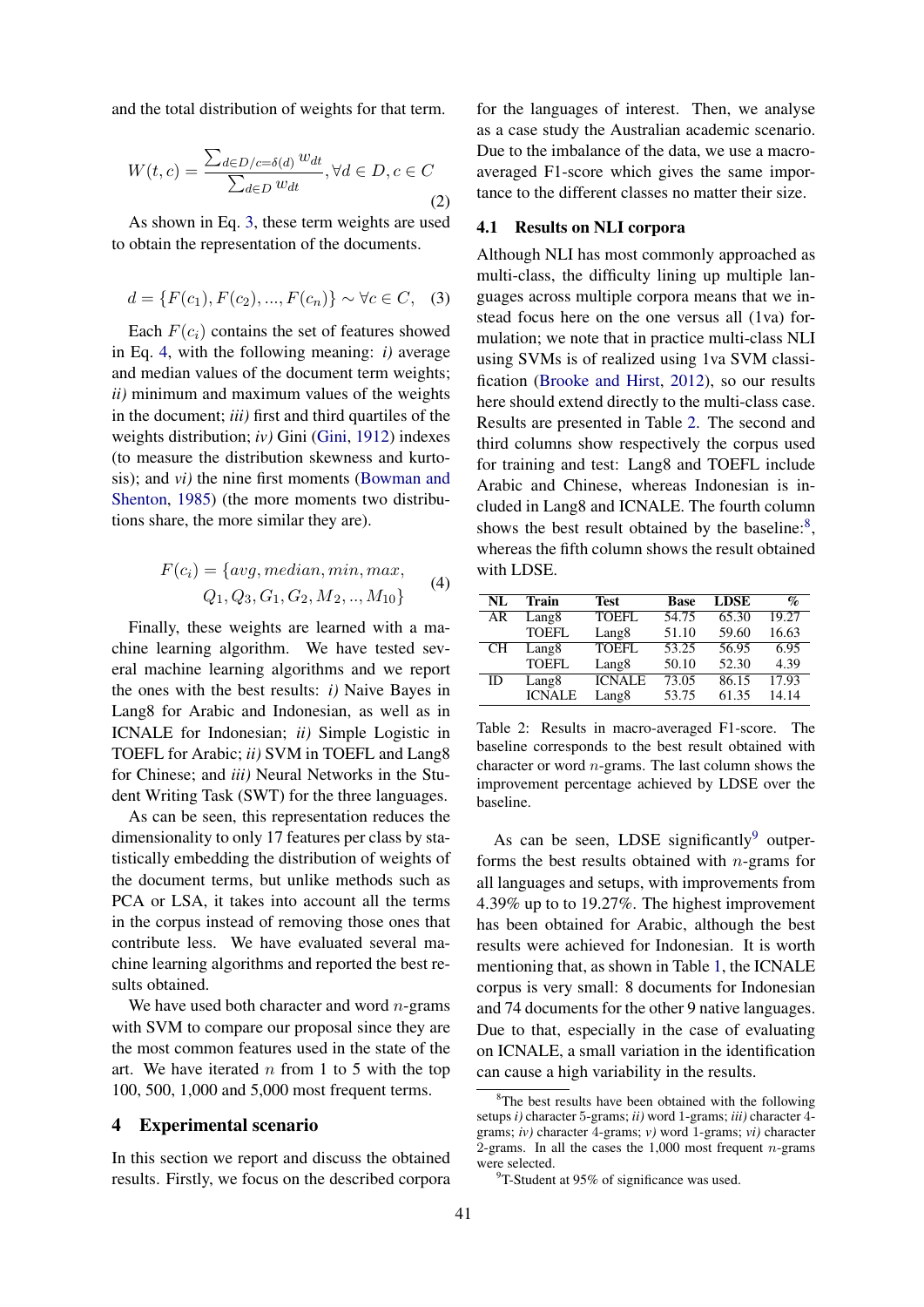and the total distribution of weights for that term.

$$W(t, c) = \frac{\sum_{d \in D/c=\delta(d)} w_{dt}}{\sum_{d \in D} w_{dt}}, \forall d \in D, c \in C \tag{2}$$

As shown in Eq. 3, these term weights are used to obtain the representation of the documents.

$$d = \{F(c_1), F(c_2), ..., F(c_n)\} \sim \forall c \in C, \tag{3}$$

Each $F(c_i)$ contains the set of features showed in Eq. 4, with the following meaning: *i)* average and median values of the document term weights; *ii)* minimum and maximum values of the weights in the document; *iii)* first and third quartiles of the weights distribution; *iv)* Gini (Gini, 1912) indexes (to measure the distribution skewness and kurtosis); and *vi)* the nine first moments (Bowman and Shenton, 1985) (the more moments two distributions share, the more similar they are).

$$F(c_i) = \{avg, median, min, max, Q_1, Q_3, G_1, G_2, M_2, .., M_{10}\} \tag{4}$$

Finally, these weights are learned with a machine learning algorithm. We have tested several machine learning algorithms and we report the ones with the best results: *i)* Naive Bayes in Lang8 for Arabic and Indonesian, as well as in ICNALE for Indonesian; *ii)* Simple Logistic in TOEFL for Arabic; *ii)* SVM in TOEFL and Lang8 for Chinese; and *iii)* Neural Networks in the Student Writing Task (SWT) for the three languages.

As can be seen, this representation reduces the dimensionality to only 17 features per class by statistically embedding the distribution of weights of the document terms, but unlike methods such as PCA or LSA, it takes into account all the terms in the corpus instead of removing those ones that contribute less. We have evaluated several machine learning algorithms and reported the best results obtained.

We have used both character and word $n$-grams with SVM to compare our proposal since they are the most common features used in the state of the art. We have iterated $n$ from 1 to 5 with the top 100, 500, 1,000 and 5,000 most frequent terms.

## 4 Experimental scenario

In this section we report and discuss the obtained results. Firstly, we focus on the described corpora for the languages of interest. Then, we analyse as a case study the Australian academic scenario. Due to the imbalance of the data, we use a macro-averaged F1-score which gives the same importance to the different classes no matter their size.

### 4.1 Results on NLI corpora

Although NLI has most commonly approached as multi-class, the difficulty lining up multiple languages across multiple corpora means that we instead focus here on the one versus all (1va) formulation; we note that in practice multi-class NLI using SVMs is of realized using 1va SVM classification (Brooke and Hirst, 2012), so our results here should extend directly to the multi-class case. Results are presented in Table 2. The second and third columns show respectively the corpus used for training and test: Lang8 and TOEFL include Arabic and Chinese, whereas Indonesian is included in Lang8 and ICNALE. The fourth column shows the best result obtained by the baseline:[8], whereas the fifth column shows the result obtained with LDSE.

| NL | Train | Test | Base | LDSE | % |
|---|---|---|---|---|---|
| AR | Lang8 | TOEFL | 54.75 | 65.30 | 19.27 |
| | TOEFL | Lang8 | 51.10 | 59.60 | 16.63 |
| CH | Lang8 | TOEFL | 53.25 | 56.95 | 6.95 |
| | TOEFL | Lang8 | 50.10 | 52.30 | 4.39 |
| ID | Lang8 | ICNALE | 73.05 | 86.15 | 17.93 |
| | ICNALE | Lang8 | 53.75 | 61.35 | 14.14 |

Table 2: Results in macro-averaged F1-score. The baseline corresponds to the best result obtained with character or word $n$-grams. The last column shows the improvement percentage achieved by LDSE over the baseline.

As can be seen, LDSE significantly[9] outperforms the best results obtained with $n$-grams for all languages and setups, with improvements from 4.39% up to to 19.27%. The highest improvement has been obtained for Arabic, although the best results were achieved for Indonesian. It is worth mentioning that, as shown in Table 1, the ICNALE corpus is very small: 8 documents for Indonesian and 74 documents for the other 9 native languages. Due to that, especially in the case of evaluating on ICNALE, a small variation in the identification can cause a high variability in the results.

[8] The best results have been obtained with the following setups *i)* character 5-grams; *ii)* word 1-grams; *iii)* character 4-grams; *iv)* character 4-grams; *v)* word 1-grams; *vi)* character 2-grams. In all the cases the 1,000 most frequent $n$-grams were selected.

[9] T-Student at 95% of significance was used.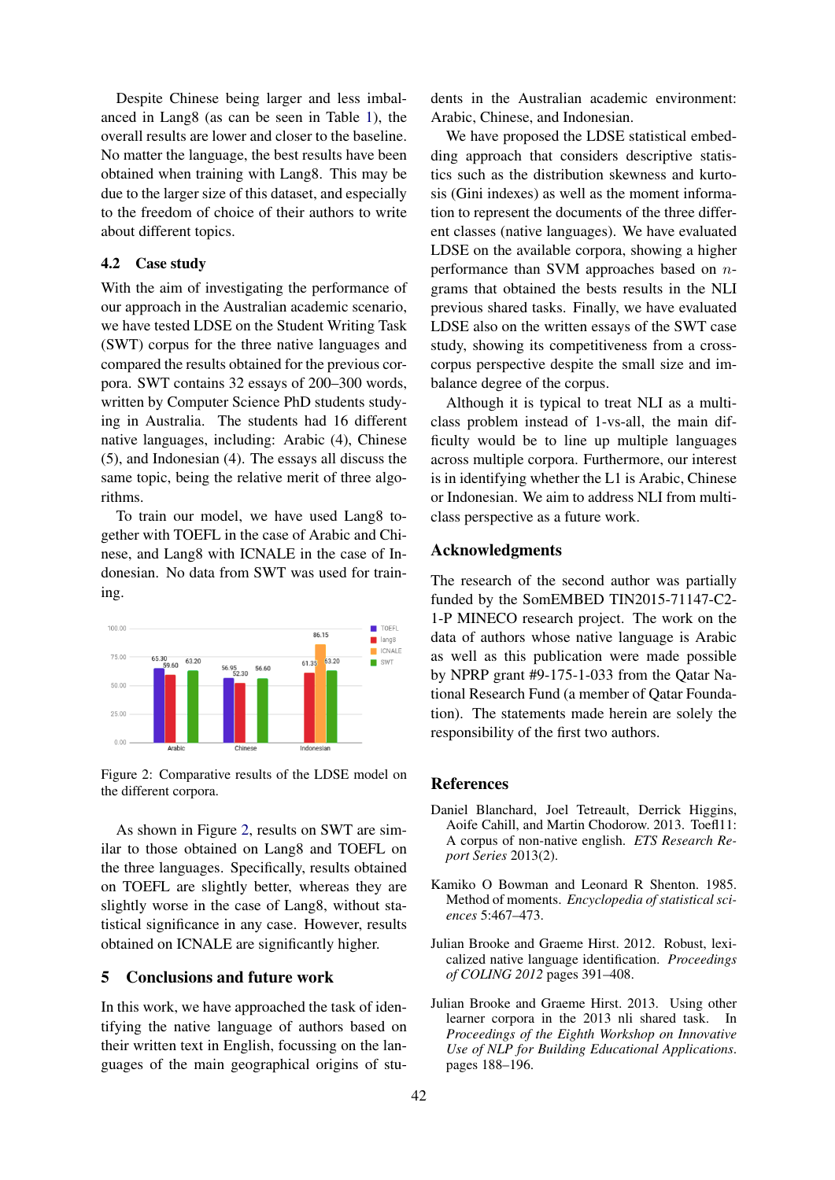Despite Chinese being larger and less imbalanced in Lang8 (as can be seen in Table 1), the overall results are lower and closer to the baseline. No matter the language, the best results have been obtained when training with Lang8. This may be due to the larger size of this dataset, and especially to the freedom of choice of their authors to write about different topics.

### 4.2 Case study

With the aim of investigating the performance of our approach in the Australian academic scenario, we have tested LDSE on the Student Writing Task (SWT) corpus for the three native languages and compared the results obtained for the previous corpora. SWT contains 32 essays of 200–300 words, written by Computer Science PhD students studying in Australia. The students had 16 different native languages, including: Arabic (4), Chinese (5), and Indonesian (4). The essays all discuss the same topic, being the relative merit of three algorithms.

To train our model, we have used Lang8 together with TOEFL in the case of Arabic and Chinese, and Lang8 with ICNALE in the case of Indonesian. No data from SWT was used for training.

Figure 2: Comparative results of the LDSE model on the different corpora.

As shown in Figure 2, results on SWT are similar to those obtained on Lang8 and TOEFL on the three languages. Specifically, results obtained on TOEFL are slightly better, whereas they are slightly worse in the case of Lang8, without statistical significance in any case. However, results obtained on ICNALE are significantly higher.

## 5 Conclusions and future work

In this work, we have approached the task of identifying the native language of authors based on their written text in English, focussing on the languages of the main geographical origins of students in the Australian academic environment: Arabic, Chinese, and Indonesian.

We have proposed the LDSE statistical embedding approach that considers descriptive statistics such as the distribution skewness and kurtosis (Gini indexes) as well as the moment information to represent the documents of the three different classes (native languages). We have evaluated LDSE on the available corpora, showing a higher performance than SVM approaches based on $n$-grams that obtained the bests results in the NLI previous shared tasks. Finally, we have evaluated LDSE also on the written essays of the SWT case study, showing its competitiveness from a cross-corpus perspective despite the small size and imbalance degree of the corpus.

Although it is typical to treat NLI as a multi-class problem instead of 1-vs-all, the main difficulty would be to line up multiple languages across multiple corpora. Furthermore, our interest is in identifying whether the L1 is Arabic, Chinese or Indonesian. We aim to address NLI from multi-class perspective as a future work.

## Acknowledgments

The research of the second author was partially funded by the SomEMBED TIN2015-71147-C2-1-P MINECO research project. The work on the data of authors whose native language is Arabic as well as this publication were made possible by NPRP grant #9-175-1-033 from the Qatar National Research Fund (a member of Qatar Foundation). The statements made herein are solely the responsibility of the first two authors.

## References

Daniel Blanchard, Joel Tetreault, Derrick Higgins, Aoife Cahill, and Martin Chodorow. 2013. Toefl11: A corpus of non-native english. *ETS Research Report Series* 2013(2).

Kamiko O Bowman and Leonard R Shenton. 1985. Method of moments. *Encyclopedia of statistical sciences* 5:467–473.

Julian Brooke and Graeme Hirst. 2012. Robust, lexicalized native language identification. *Proceedings of COLING 2012* pages 391–408.

Julian Brooke and Graeme Hirst. 2013. Using other learner corpora in the 2013 nli shared task. In *Proceedings of the Eighth Workshop on Innovative Use of NLP for Building Educational Applications*. pages 188–196.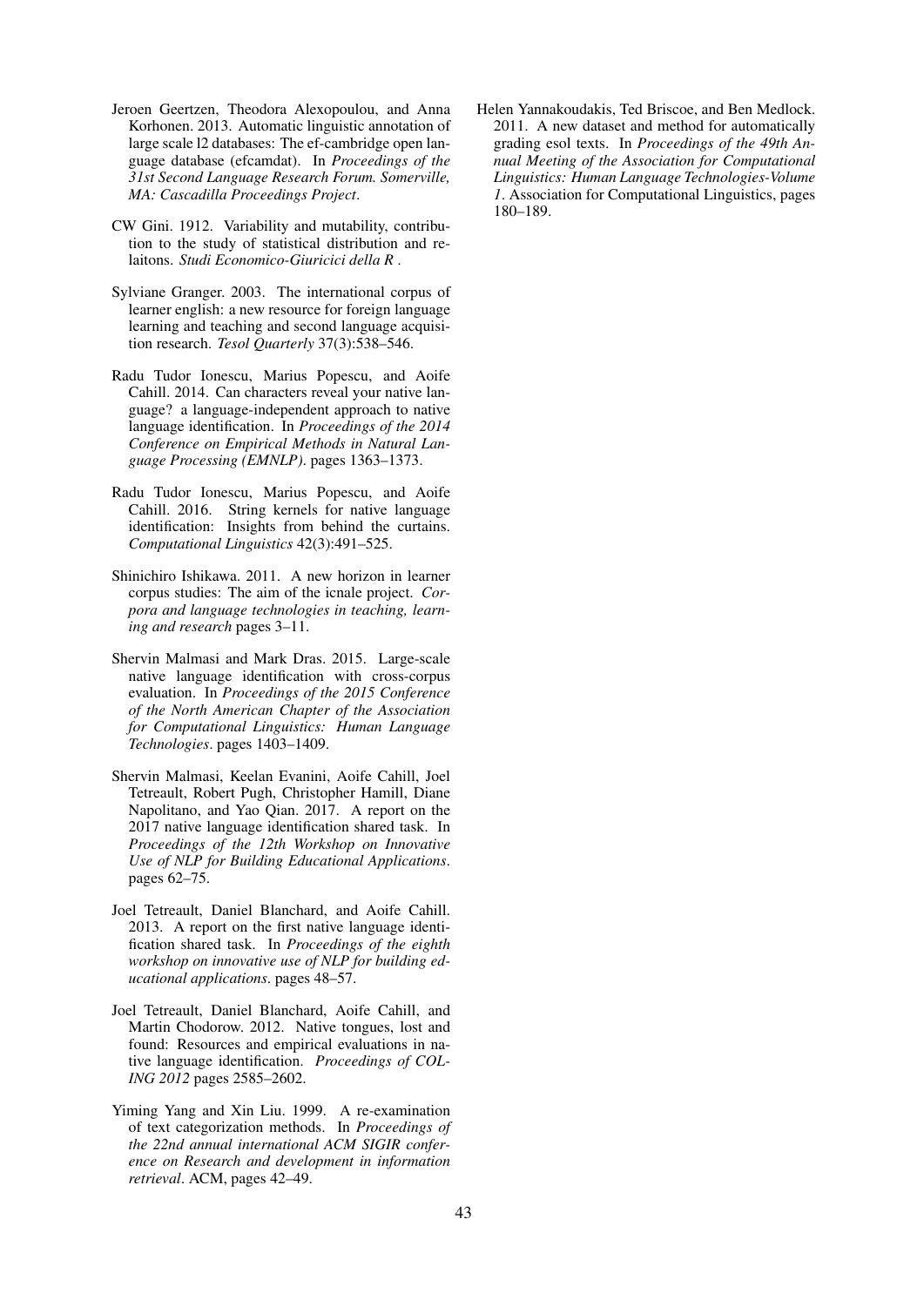Jeroen Geertzen, Theodora Alexopoulou, and Anna Korhonen. 2013. Automatic linguistic annotation of large scale l2 databases: The ef-cambridge open language database (efcamdat). In *Proceedings of the 31st Second Language Research Forum. Somerville, MA: Cascadilla Proceedings Project*.

CW Gini. 1912. Variability and mutability, contribution to the study of statistical distribution and relaitons. *Studi Economico-Giuricici della R* .

Sylviane Granger. 2003. The international corpus of learner english: a new resource for foreign language learning and teaching and second language acquisition research. *Tesol Quarterly* 37(3):538–546.

Radu Tudor Ionescu, Marius Popescu, and Aoife Cahill. 2014. Can characters reveal your native language? a language-independent approach to native language identification. In *Proceedings of the 2014 Conference on Empirical Methods in Natural Language Processing (EMNLP)*. pages 1363–1373.

Radu Tudor Ionescu, Marius Popescu, and Aoife Cahill. 2016. String kernels for native language identification: Insights from behind the curtains. *Computational Linguistics* 42(3):491–525.

Shinichiro Ishikawa. 2011. A new horizon in learner corpus studies: The aim of the icnale project. *Corpora and language technologies in teaching, learning and research* pages 3–11.

Shervin Malmasi and Mark Dras. 2015. Large-scale native language identification with cross-corpus evaluation. In *Proceedings of the 2015 Conference of the North American Chapter of the Association for Computational Linguistics: Human Language Technologies*. pages 1403–1409.

Shervin Malmasi, Keelan Evanini, Aoife Cahill, Joel Tetreault, Robert Pugh, Christopher Hamill, Diane Napolitano, and Yao Qian. 2017. A report on the 2017 native language identification shared task. In *Proceedings of the 12th Workshop on Innovative Use of NLP for Building Educational Applications*. pages 62–75.

Joel Tetreault, Daniel Blanchard, and Aoife Cahill. 2013. A report on the first native language identification shared task. In *Proceedings of the eighth workshop on innovative use of NLP for building educational applications*. pages 48–57.

Joel Tetreault, Daniel Blanchard, Aoife Cahill, and Martin Chodorow. 2012. Native tongues, lost and found: Resources and empirical evaluations in native language identification. *Proceedings of COLING 2012* pages 2585–2602.

Yiming Yang and Xin Liu. 1999. A re-examination of text categorization methods. In *Proceedings of the 22nd annual international ACM SIGIR conference on Research and development in information retrieval*. ACM, pages 42–49.

Helen Yannakoudakis, Ted Briscoe, and Ben Medlock. 2011. A new dataset and method for automatically grading esol texts. In *Proceedings of the 49th Annual Meeting of the Association for Computational Linguistics: Human Language Technologies-Volume 1*. Association for Computational Linguistics, pages 180–189.